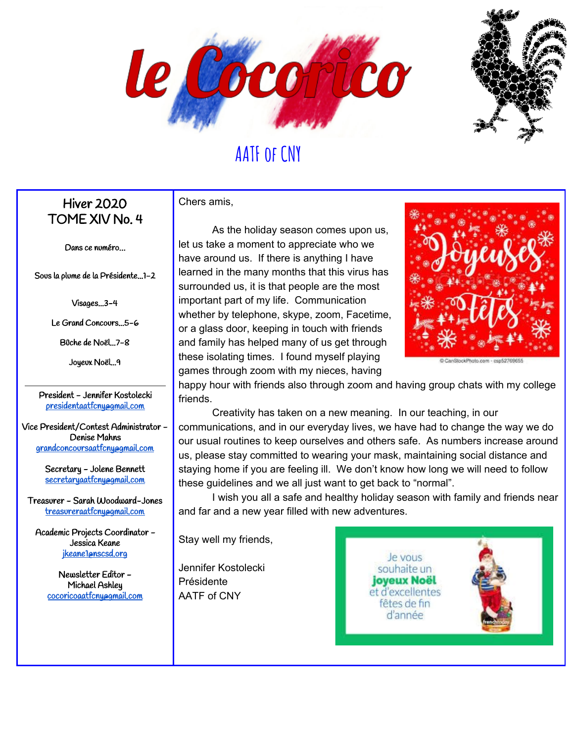# le Cocorico

## AATF of CNY

**Hiver 2020**
**TOME XIV No. 4**

Dans ce numéro...

Sous la plume de la Présidente...1-2

Visages...3-4

Le Grand Concours...5-6

B0che de Noël...7-8

Joyeux Noël...9

---

President – Jennifer Kostolecki
presidentaatfcny@gmail.com

Vice President/Contest Administrator – Denise Mahns
grandconcoursaatfcny@gmail.com

Secretary – Jolene Bennett
secretaryaatfcny@gmail.com

Treasurer – Sarah Woodward-Jones
treasureraatfcny@gmail.com

Academic Projects Coordinator – Jessica Keane
jkeane1@nscsd.org

Newsletter Editor – Michael Ashley
cocoricoaatfcny@gmail.com

---

Chers amis,

As the holiday season comes upon us, let us take a moment to appreciate who we have around us. If there is anything I have learned in the many months that this virus has surrounded us, it is that people are the most important part of my life. Communication whether by telephone, skype, zoom, Facetime, or a glass door, keeping in touch with friends and family has helped many of us get through these isolating times. I found myself playing games through zoom with my nieces, having happy hour with friends also through zoom and having group chats with my college friends.

Joyeuses Fêtes

© CanStockPhoto.com - csp52769655

Creativity has taken on a new meaning. In our teaching, in our communications, and in our everyday lives, we have had to change the way we do our usual routines to keep ourselves and others safe. As numbers increase around us, please stay committed to wearing your mask, maintaining social distance and staying home if you are feeling ill. We don't know how long we will need to follow these guidelines and we all just want to get back to "normal".

I wish you all a safe and healthy holiday season with family and friends near and far and a new year filled with new adventures.

Stay well my friends,

Jennifer Kostolecki
Présidente
AATF of CNY

Je vous souhaite un **joyeux Noël** et d'excellentes fêtes de fin d'année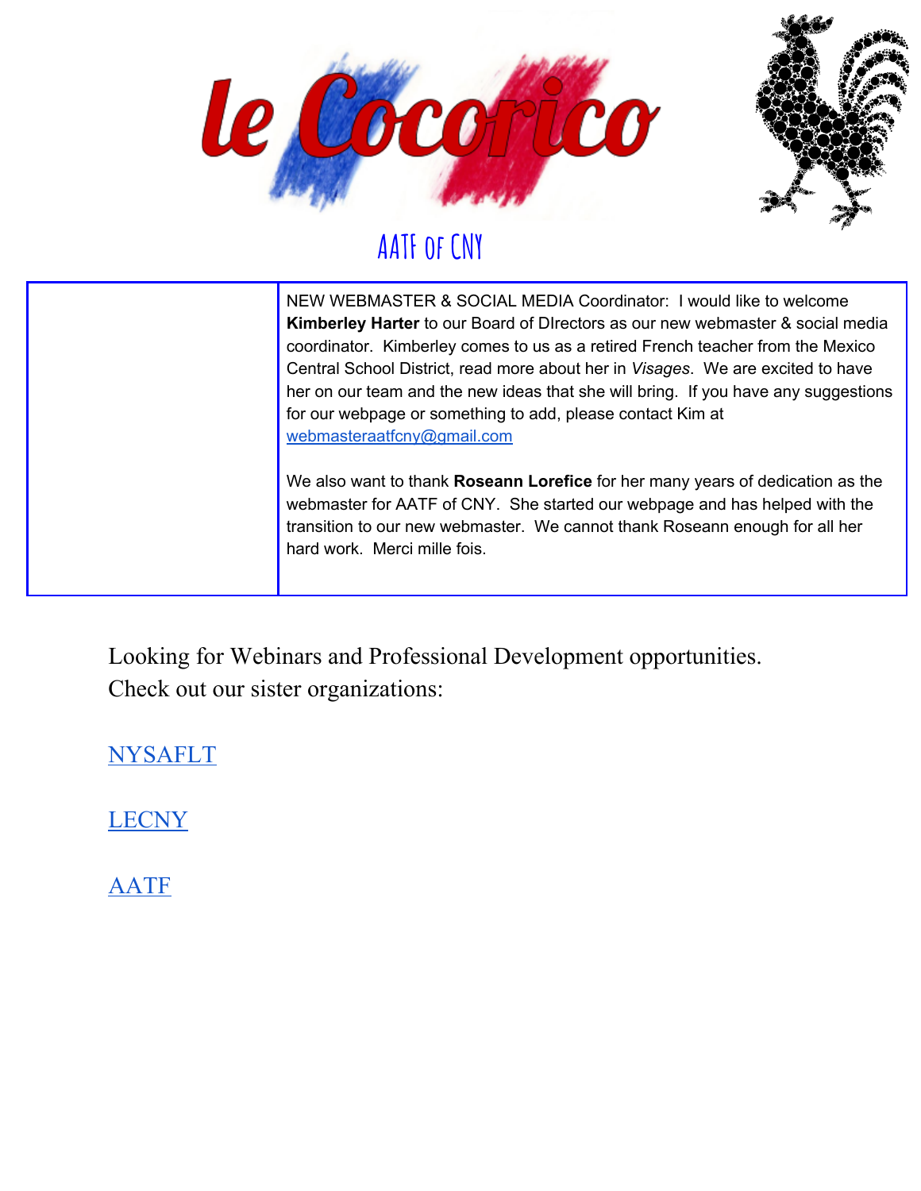# le Cocorico

## AATF of CNY

| | |
|---|---|
| | NEW WEBMASTER & SOCIAL MEDIA Coordinator: I would like to welcome **Kimberley Harter** to our Board of DIrectors as our new webmaster & social media coordinator. Kimberley comes to us as a retired French teacher from the Mexico Central School District, read more about her in *Visages*. We are excited to have her on our team and the new ideas that she will bring. If you have any suggestions for our webpage or something to add, please contact Kim at webmasteraatfcny@gmail.com<br><br>We also want to thank **Roseann Lorefice** for her many years of dedication as the webmaster for AATF of CNY. She started our webpage and has helped with the transition to our new webmaster. We cannot thank Roseann enough for all her hard work. Merci mille fois. |

Looking for Webinars and Professional Development opportunities.
Check out our sister organizations:

NYSAFLT

LECNY

AATF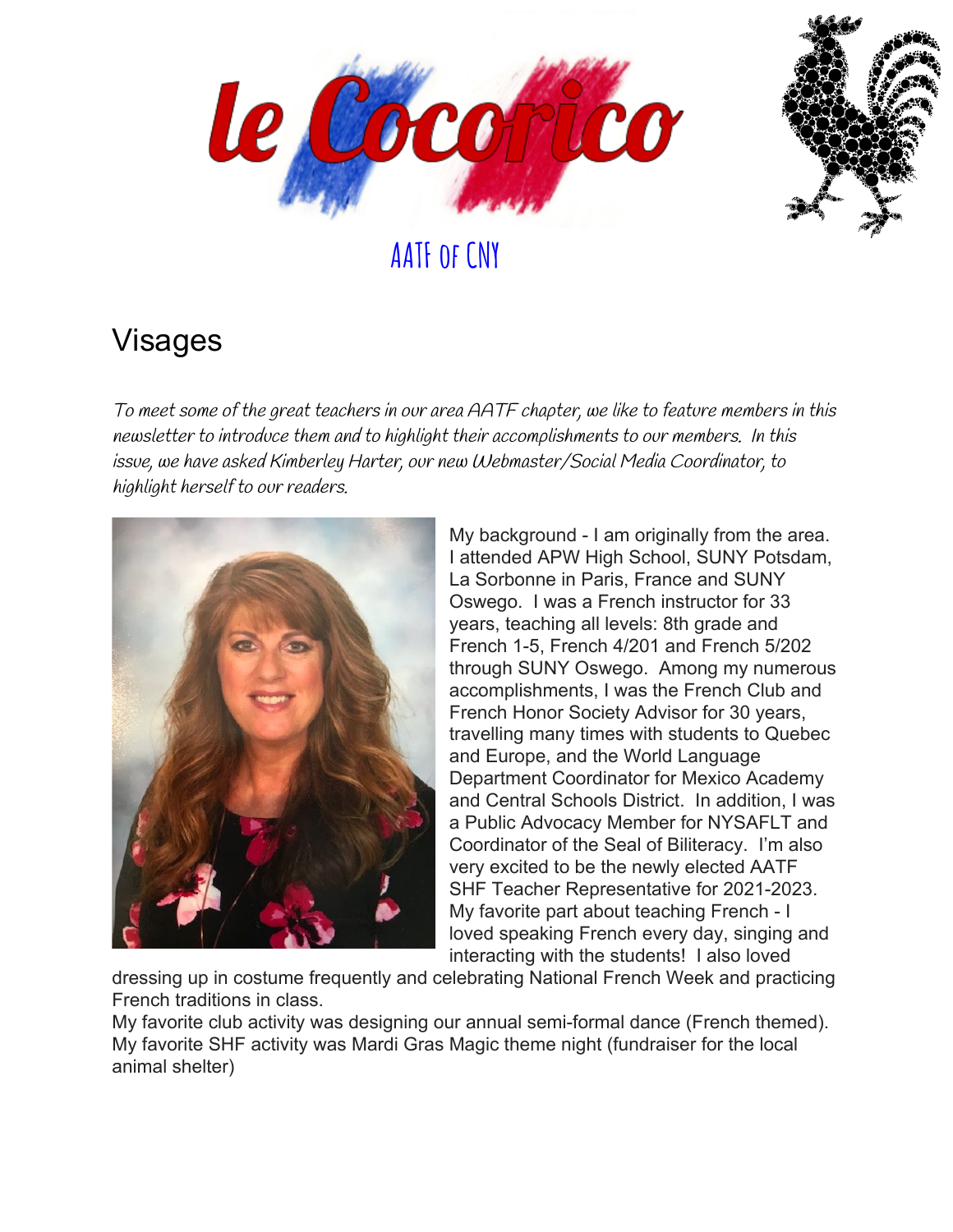# le Cocorico

AATF of CNY

## Visages

*To meet some of the great teachers in our area AATF chapter, we like to feature members in this newsletter to introduce them and to highlight their accomplishments to our members. In this issue, we have asked Kimberley Harter, our new Webmaster/Social Media Coordinator, to highlight herself to our readers.*

My background - I am originally from the area. I attended APW High School, SUNY Potsdam, La Sorbonne in Paris, France and SUNY Oswego. I was a French instructor for 33 years, teaching all levels: 8th grade and French 1-5, French 4/201 and French 5/202 through SUNY Oswego. Among my numerous accomplishments, I was the French Club and French Honor Society Advisor for 30 years, travelling many times with students to Quebec and Europe, and the World Language Department Coordinator for Mexico Academy and Central Schools District. In addition, I was a Public Advocacy Member for NYSAFLT and Coordinator of the Seal of Biliteracy. I'm also very excited to be the newly elected AATF SHF Teacher Representative for 2021-2023.

My favorite part about teaching French - I loved speaking French every day, singing and interacting with the students! I also loved dressing up in costume frequently and celebrating National French Week and practicing French traditions in class.

My favorite club activity was designing our annual semi-formal dance (French themed).

My favorite SHF activity was Mardi Gras Magic theme night (fundraiser for the local animal shelter)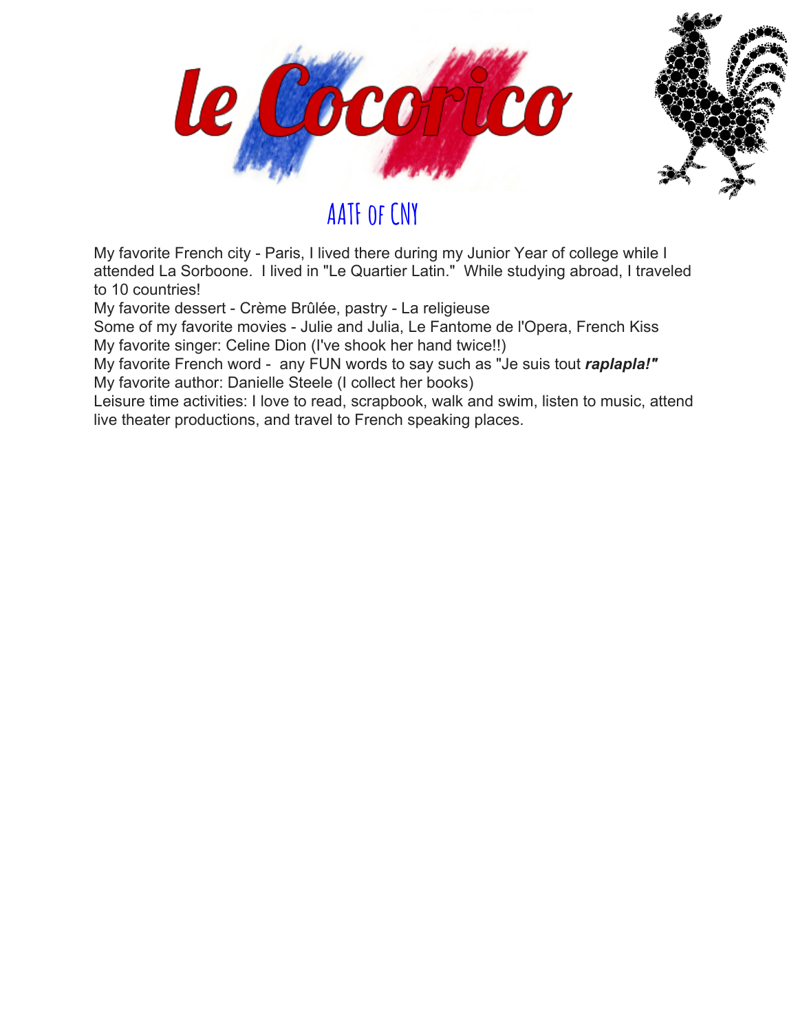# le Cocorico

## AATF of CNY

My favorite French city - Paris, I lived there during my Junior Year of college while I attended La Sorboone. I lived in "Le Quartier Latin." While studying abroad, I traveled to 10 countries!
My favorite dessert - Crème Brûlée, pastry - La religieuse
Some of my favorite movies - Julie and Julia, Le Fantome de l'Opera, French Kiss
My favorite singer: Celine Dion (I've shook her hand twice!!)
My favorite French word - any FUN words to say such as "Je suis tout ***raplapla!"***
My favorite author: Danielle Steele (I collect her books)
Leisure time activities: I love to read, scrapbook, walk and swim, listen to music, attend live theater productions, and travel to French speaking places.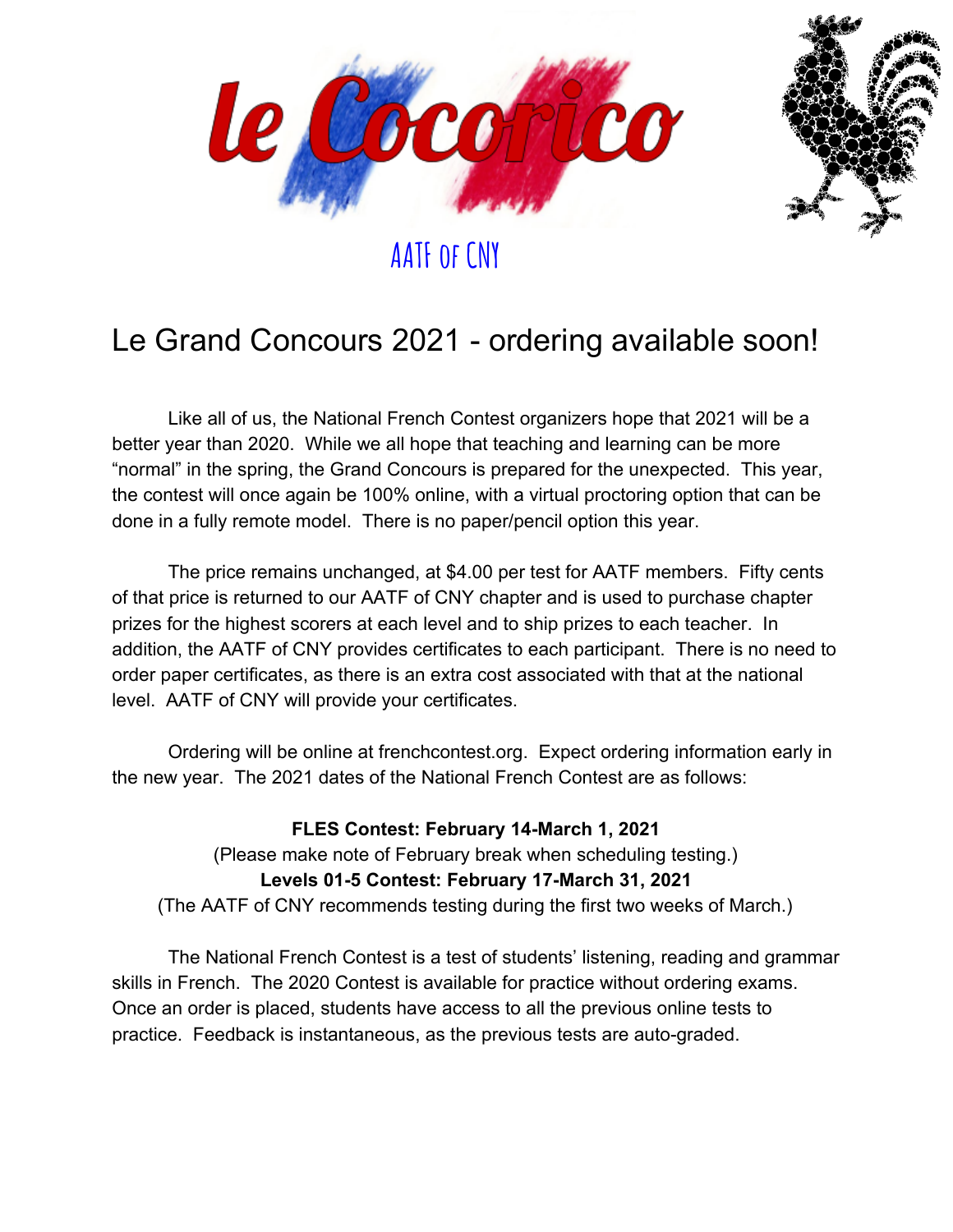# le Cocorico

AATF of CNY

## Le Grand Concours 2021 - ordering available soon!

Like all of us, the National French Contest organizers hope that 2021 will be a better year than 2020. While we all hope that teaching and learning can be more "normal" in the spring, the Grand Concours is prepared for the unexpected. This year, the contest will once again be 100% online, with a virtual proctoring option that can be done in a fully remote model. There is no paper/pencil option this year.

The price remains unchanged, at $4.00 per test for AATF members. Fifty cents of that price is returned to our AATF of CNY chapter and is used to purchase chapter prizes for the highest scorers at each level and to ship prizes to each teacher. In addition, the AATF of CNY provides certificates to each participant. There is no need to order paper certificates, as there is an extra cost associated with that at the national level. AATF of CNY will provide your certificates.

Ordering will be online at frenchcontest.org. Expect ordering information early in the new year. The 2021 dates of the National French Contest are as follows:

**FLES Contest: February 14-March 1, 2021**
(Please make note of February break when scheduling testing.)
**Levels 01-5 Contest: February 17-March 31, 2021**
(The AATF of CNY recommends testing during the first two weeks of March.)

The National French Contest is a test of students' listening, reading and grammar skills in French. The 2020 Contest is available for practice without ordering exams. Once an order is placed, students have access to all the previous online tests to practice. Feedback is instantaneous, as the previous tests are auto-graded.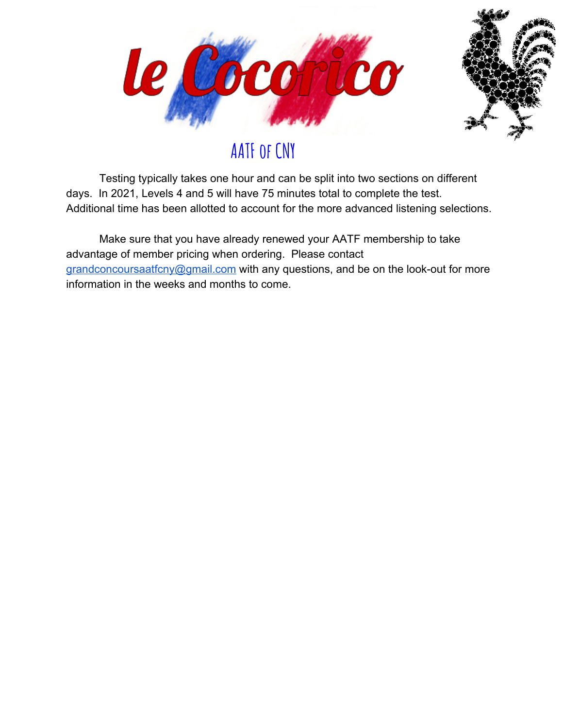# le Cocorico

## AATF of CNY

Testing typically takes one hour and can be split into two sections on different days. In 2021, Levels 4 and 5 will have 75 minutes total to complete the test. Additional time has been allotted to account for the more advanced listening selections.

Make sure that you have already renewed your AATF membership to take advantage of member pricing when ordering. Please contact grandconcoursaatfcny@gmail.com with any questions, and be on the look-out for more information in the weeks and months to come.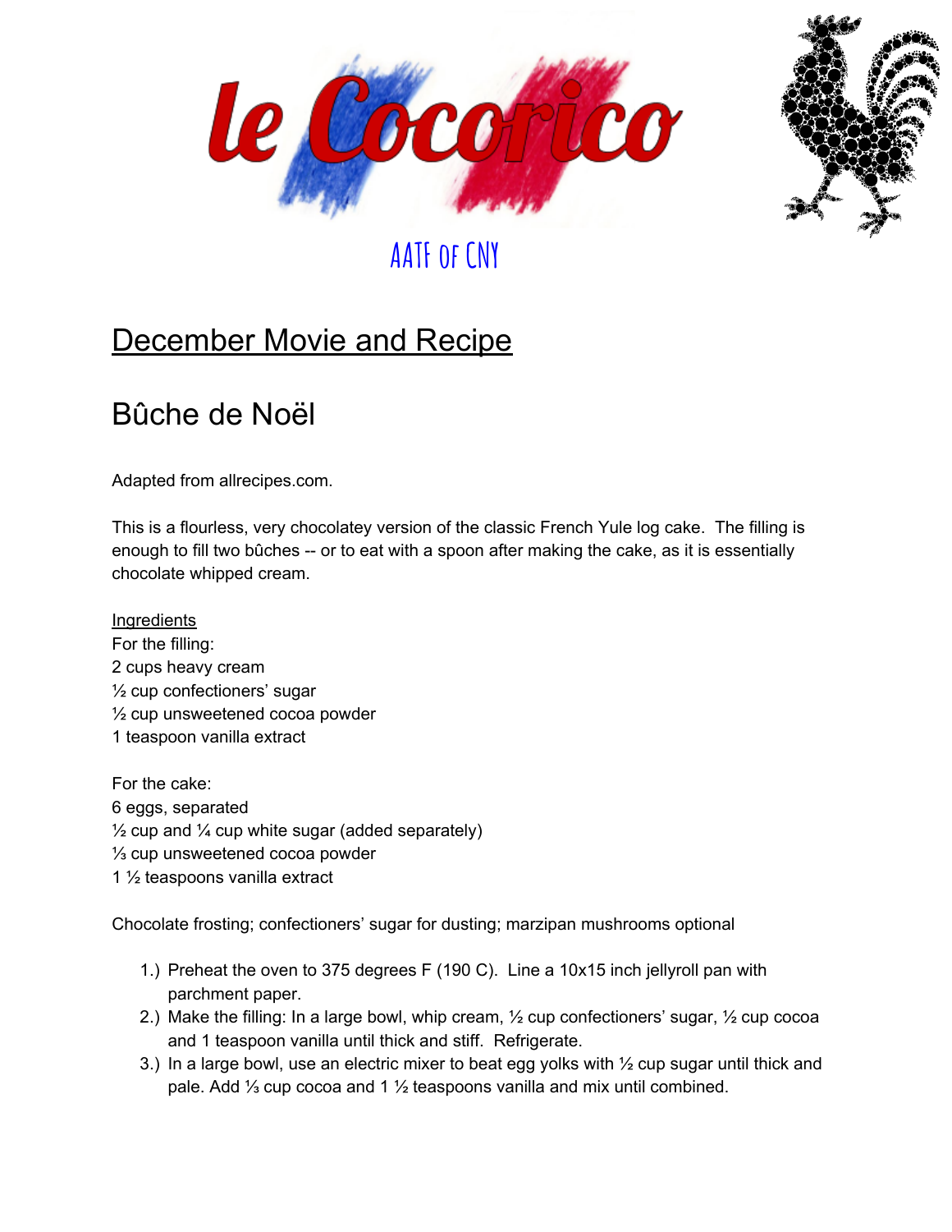le Cocorico

AATF of CNY

## December Movie and Recipe

# Bûche de Noël

Adapted from allrecipes.com.

This is a flourless, very chocolatey version of the classic French Yule log cake. The filling is enough to fill two bûches -- or to eat with a spoon after making the cake, as it is essentially chocolate whipped cream.

Ingredients

For the filling:
2 cups heavy cream
½ cup confectioners' sugar
½ cup unsweetened cocoa powder
1 teaspoon vanilla extract

For the cake:
6 eggs, separated
½ cup and ¼ cup white sugar (added separately)
⅓ cup unsweetened cocoa powder
1 ½ teaspoons vanilla extract

Chocolate frosting; confectioners' sugar for dusting; marzipan mushrooms optional

1.) Preheat the oven to 375 degrees F (190 C). Line a 10x15 inch jellyroll pan with parchment paper.
2.) Make the filling: In a large bowl, whip cream, ½ cup confectioners' sugar, ½ cup cocoa and 1 teaspoon vanilla until thick and stiff. Refrigerate.
3.) In a large bowl, use an electric mixer to beat egg yolks with ½ cup sugar until thick and pale. Add ⅓ cup cocoa and 1 ½ teaspoons vanilla and mix until combined.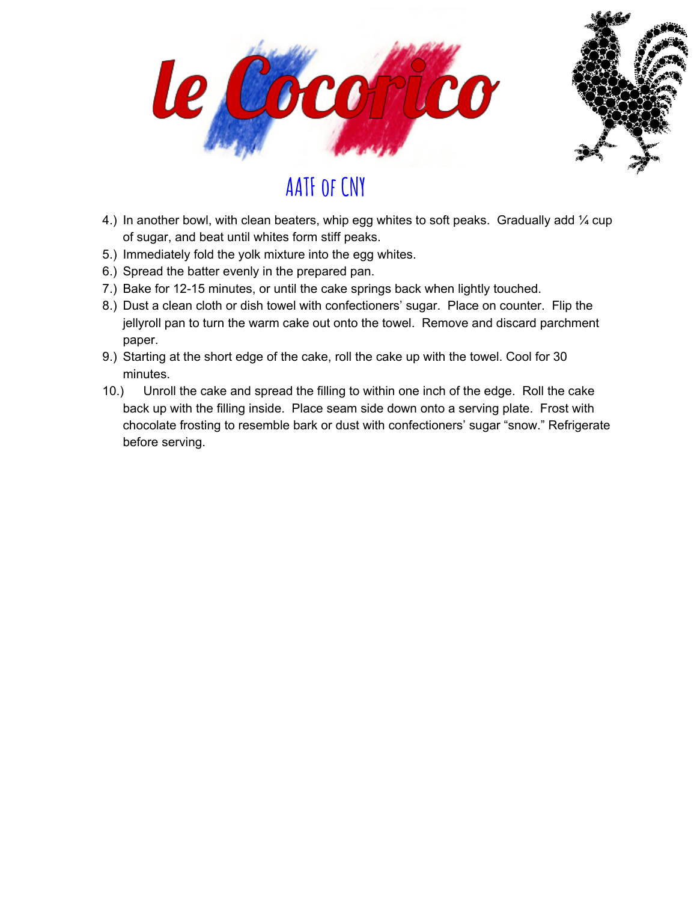4.) In another bowl, with clean beaters, whip egg whites to soft peaks. Gradually add ¼ cup of sugar, and beat until whites form stiff peaks.

5.) Immediately fold the yolk mixture into the egg whites.

6.) Spread the batter evenly in the prepared pan.

7.) Bake for 12-15 minutes, or until the cake springs back when lightly touched.

8.) Dust a clean cloth or dish towel with confectioners' sugar. Place on counter. Flip the jellyroll pan to turn the warm cake out onto the towel. Remove and discard parchment paper.

9.) Starting at the short edge of the cake, roll the cake up with the towel. Cool for 30 minutes.

10.) Unroll the cake and spread the filling to within one inch of the edge. Roll the cake back up with the filling inside. Place seam side down onto a serving plate. Frost with chocolate frosting to resemble bark or dust with confectioners' sugar "snow." Refrigerate before serving.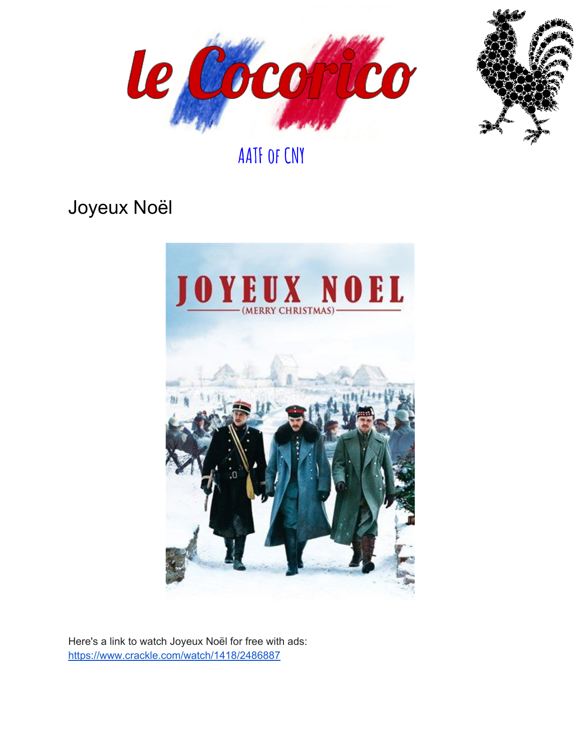# le Cocorico

AATF of CNY

## Joyeux Noël

Here's a link to watch Joyeux Noël for free with ads:
https://www.crackle.com/watch/1418/2486887